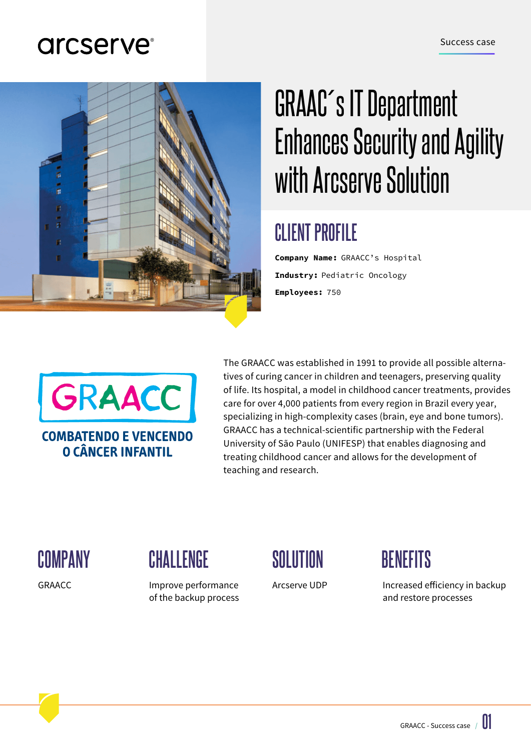Success case

# GRAAC´s IT Department Enhances Security and Agility with Arcserve Solution

## CLIENT PROFILE

**Company Name:** GRAACC's Hospital

**Industry:** Pediatric Oncology

**Employees:** 750

GRAACC

COMBATENDO E VENCENDO O CÂNCER INFANTIL

The GRAACC was established in 1991 to provide all possible alternatives of curing cancer in children and teenagers, preserving quality of life. Its hospital, a model in childhood cancer treatments, provides care for over 4,000 patients from every region in Brazil every year, specializing in high-complexity cases (brain, eye and bone tumors). GRAACC has a technical-scientific partnership with the Federal University of São Paulo (UNIFESP) that enables diagnosing and treating childhood cancer and allows for the development of teaching and research.

## COMPANY

GRAACC

## CHALLENGE

Improve performance of the backup process

## SOLUTION

Arcserve UDP

## BENEFITS

Increased efficiency in backup and restore processes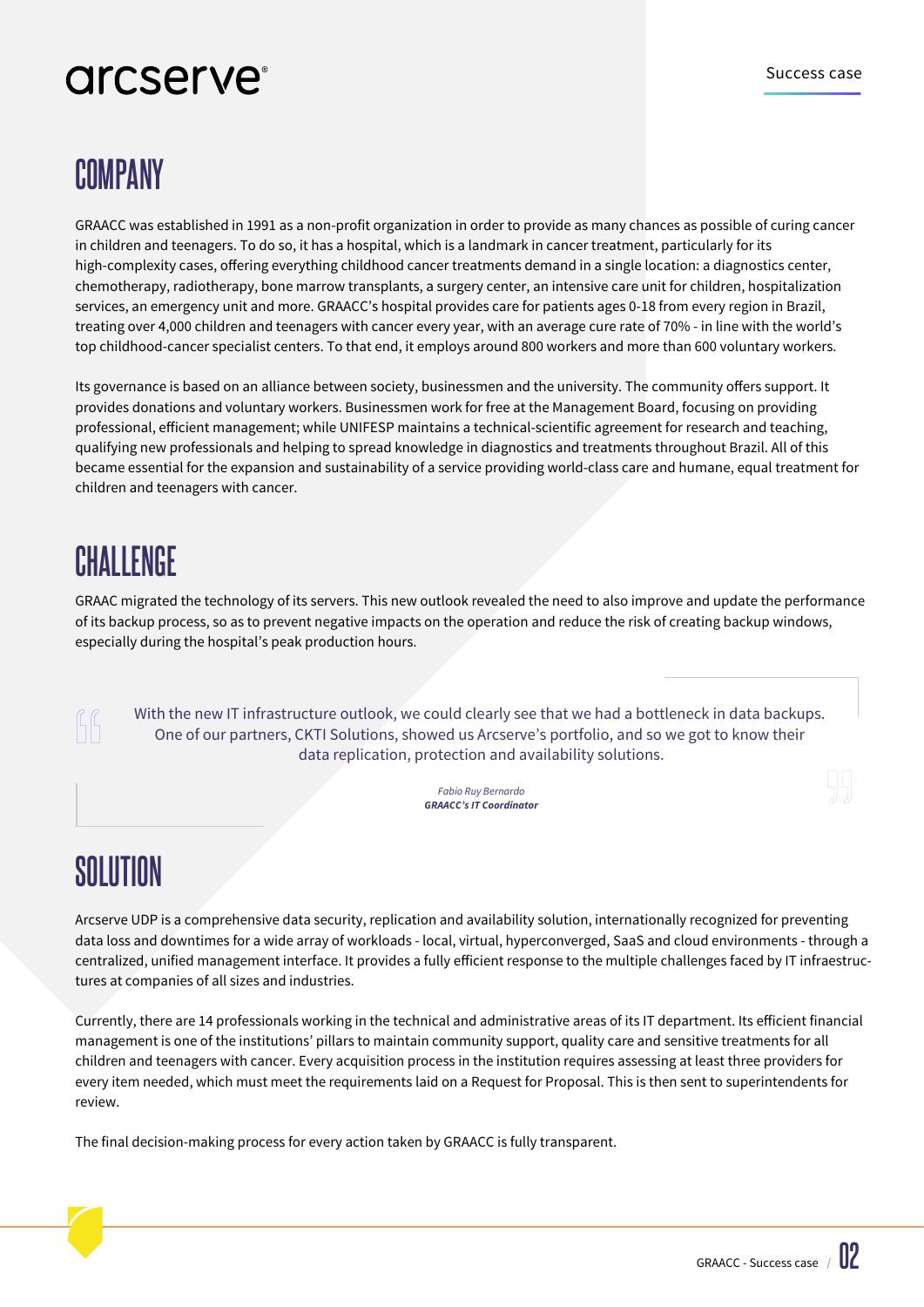# COMPANY

GRAACC was established in 1991 as a non-profit organization in order to provide as many chances as possible of curing cancer in children and teenagers. To do so, it has a hospital, which is a landmark in cancer treatment, particularly for its high-complexity cases, offering everything childhood cancer treatments demand in a single location: a diagnostics center, chemotherapy, radiotherapy, bone marrow transplants, a surgery center, an intensive care unit for children, hospitalization services, an emergency unit and more. GRAACC's hospital provides care for patients ages 0-18 from every region in Brazil, treating over 4,000 children and teenagers with cancer every year, with an average cure rate of 70% - in line with the world's top childhood-cancer specialist centers. To that end, it employs around 800 workers and more than 600 voluntary workers.

Its governance is based on an alliance between society, businessmen and the university. The community offers support. It provides donations and voluntary workers. Businessmen work for free at the Management Board, focusing on providing professional, efficient management; while UNIFESP maintains a technical-scientific agreement for research and teaching, qualifying new professionals and helping to spread knowledge in diagnostics and treatments throughout Brazil. All of this became essential for the expansion and sustainability of a service providing world-class care and humane, equal treatment for children and teenagers with cancer.

# CHALLENGE

GRAAC migrated the technology of its servers. This new outlook revealed the need to also improve and update the performance of its backup process, so as to prevent negative impacts on the operation and reduce the risk of creating backup windows, especially during the hospital's peak production hours.

> With the new IT infrastructure outlook, we could clearly see that we had a bottleneck in data backups. One of our partners, CKTI Solutions, showed us Arcserve's portfolio, and so we got to know their data replication, protection and availability solutions.
>
> *Fabio Ruy Bernardo*
> ***GRAACC's IT Coordinator***

# SOLUTION

Arcserve UDP is a comprehensive data security, replication and availability solution, internationally recognized for preventing data loss and downtimes for a wide array of workloads - local, virtual, hyperconverged, SaaS and cloud environments - through a centralized, unified management interface. It provides a fully efficient response to the multiple challenges faced by IT infraestructures at companies of all sizes and industries.

Currently, there are 14 professionals working in the technical and administrative areas of its IT department. Its efficient financial management is one of the institutions' pillars to maintain community support, quality care and sensitive treatments for all children and teenagers with cancer. Every acquisition process in the institution requires assessing at least three providers for every item needed, which must meet the requirements laid on a Request for Proposal. This is then sent to superintendents for review.

The final decision-making process for every action taken by GRAACC is fully transparent.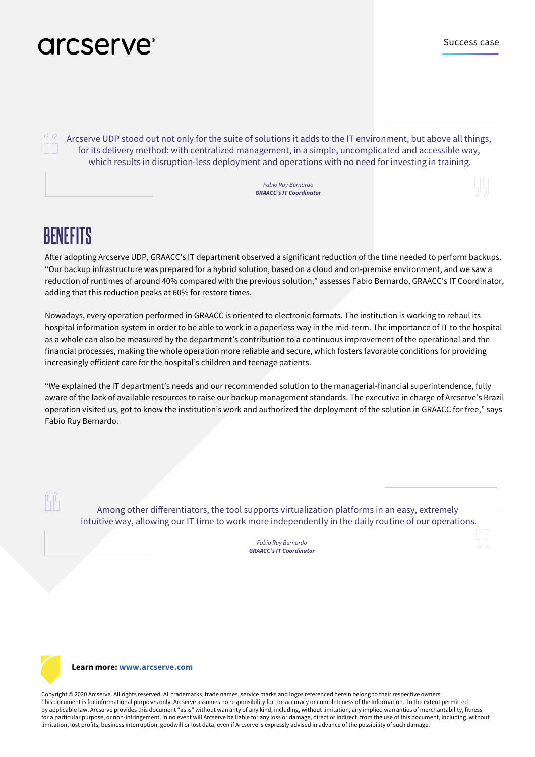arcserve®

Success case

> Arcserve UDP stood out not only for the suite of solutions it adds to the IT environment, but above all things, for its delivery method: with centralized management, in a simple, uncomplicated and accessible way, which results in disruption-less deployment and operations with no need for investing in training.
>
> *Fabio Ruy Bernardo*
> ***GRAACC's IT Coordinator***

# BENEFITS

After adopting Arcserve UDP, GRAACC's IT department observed a significant reduction of the time needed to perform backups. "Our backup infrastructure was prepared for a hybrid solution, based on a cloud and on-premise environment, and we saw a reduction of runtimes of around 40% compared with the previous solution," assesses Fabio Bernardo, GRAACC's IT Coordinator, adding that this reduction peaks at 60% for restore times.

Nowadays, every operation performed in GRAACC is oriented to electronic formats. The institution is working to rehaul its hospital information system in order to be able to work in a paperless way in the mid-term. The importance of IT to the hospital as a whole can also be measured by the department's contribution to a continuous improvement of the operational and the financial processes, making the whole operation more reliable and secure, which fosters favorable conditions for providing increasingly efficient care for the hospital's children and teenage patients.

"We explained the IT department's needs and our recommended solution to the managerial-financial superintendence, fully aware of the lack of available resources to raise our backup management standards. The executive in charge of Arcserve's Brazil operation visited us, got to know the institution's work and authorized the deployment of the solution in GRAACC for free," says Fabio Ruy Bernardo.

> Among other differentiators, the tool supports virtualization platforms in an easy, extremely intuitive way, allowing our IT time to work more independently in the daily routine of our operations.
>
> *Fabio Ruy Bernardo*
> ***GRAACC's IT Coordinator***

**Learn more: www.arcserve.com**

Copyright © 2020 Arcserve. All rights reserved. All trademarks, trade names, service marks and logos referenced herein belong to their respective owners. This document is for informational purposes only. Arcserve assumes no responsibility for the accuracy or completeness of the Information. To the extent permitted by applicable law, Arcserve provides this document "as is" without warranty of any kind, including, without limitation, any implied warranties of merchantability, fitness for a particular purpose, or non-infringement. In no event will Arcserve be liable for any loss or damage, direct or indirect, from the use of this document, including, without limitation, lost profits, business interruption, goodwill or lost data, even if Arcserve is expressly advised in advance of the possibility of such damage.